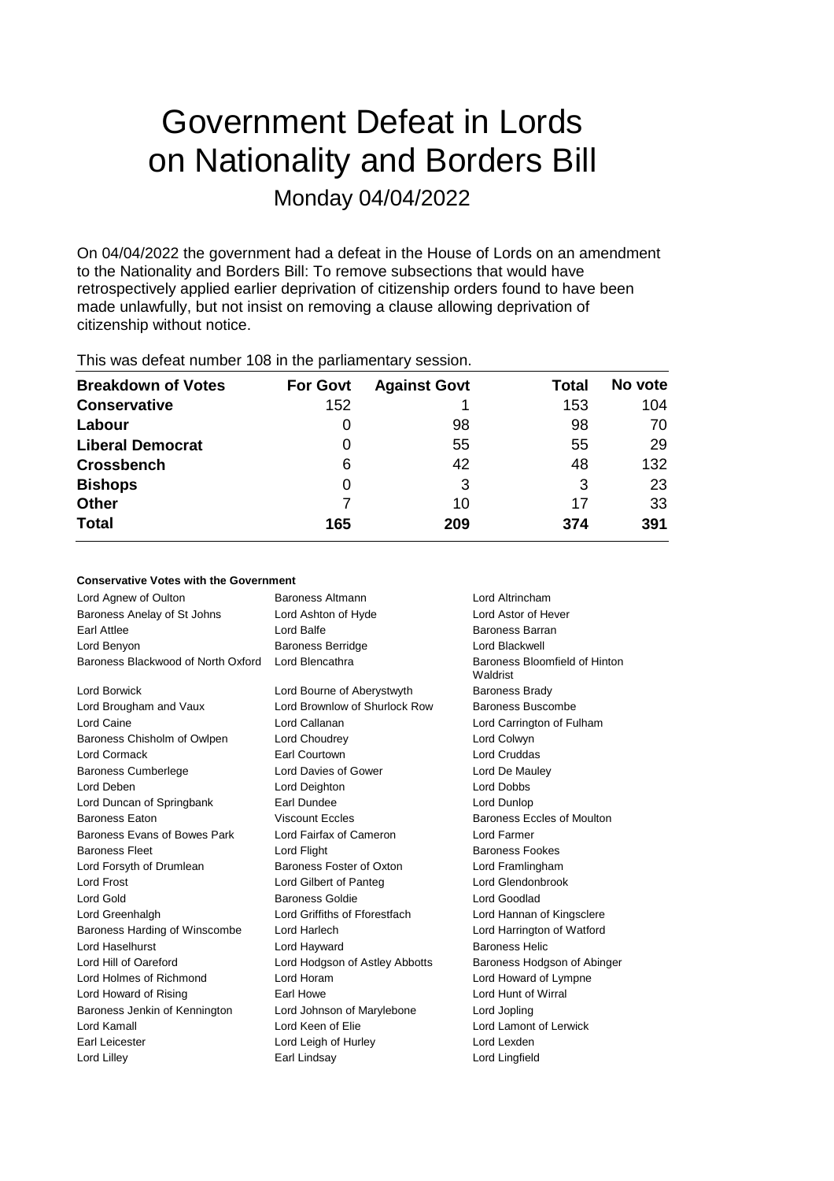# Government Defeat in Lords on Nationality and Borders Bill

Monday 04/04/2022

On 04/04/2022 the government had a defeat in the House of Lords on an amendment to the Nationality and Borders Bill: To remove subsections that would have retrospectively applied earlier deprivation of citizenship orders found to have been made unlawfully, but not insist on removing a clause allowing deprivation of citizenship without notice.

This was defeat number 108 in the parliamentary session.

| Breakdown of Votes | For Govt | Against Govt | Total | No vote |
|---|---|---|---|---|
| **Conservative** | 152 | 1 | 153 | 104 |
| **Labour** | 0 | 98 | 98 | 70 |
| **Liberal Democrat** | 0 | 55 | 55 | 29 |
| **Crossbench** | 6 | 42 | 48 | 132 |
| **Bishops** | 0 | 3 | 3 | 23 |
| **Other** | 7 | 10 | 17 | 33 |
| **Total** | **165** | **209** | **374** | **391** |

### Conservative Votes with the Government

| | | |
|---|---|---|
| Lord Agnew of Oulton | Baroness Altmann | Lord Altrincham |
| Baroness Anelay of St Johns | Lord Ashton of Hyde | Lord Astor of Hever |
| Earl Attlee | Lord Balfe | Baroness Barran |
| Lord Benyon | Baroness Berridge | Lord Blackwell |
| Baroness Blackwood of North Oxford | Lord Blencathra | Baroness Bloomfield of Hinton Waldrist |
| Lord Borwick | Lord Bourne of Aberystwyth | Baroness Brady |
| Lord Brougham and Vaux | Lord Brownlow of Shurlock Row | Baroness Buscombe |
| Lord Caine | Lord Callanan | Lord Carrington of Fulham |
| Baroness Chisholm of Owlpen | Lord Choudrey | Lord Colwyn |
| Lord Cormack | Earl Courtown | Lord Cruddas |
| Baroness Cumberlege | Lord Davies of Gower | Lord De Mauley |
| Lord Deben | Lord Deighton | Lord Dobbs |
| Lord Duncan of Springbank | Earl Dundee | Lord Dunlop |
| Baroness Eaton | Viscount Eccles | Baroness Eccles of Moulton |
| Baroness Evans of Bowes Park | Lord Fairfax of Cameron | Lord Farmer |
| Baroness Fleet | Lord Flight | Baroness Fookes |
| Lord Forsyth of Drumlean | Baroness Foster of Oxton | Lord Framlingham |
| Lord Frost | Lord Gilbert of Panteg | Lord Glendonbrook |
| Lord Gold | Baroness Goldie | Lord Goodlad |
| Lord Greenhalgh | Lord Griffiths of Fforestfach | Lord Hannan of Kingsclere |
| Baroness Harding of Winscombe | Lord Harlech | Lord Harrington of Watford |
| Lord Haselhurst | Lord Hayward | Baroness Helic |
| Lord Hill of Oareford | Lord Hodgson of Astley Abbotts | Baroness Hodgson of Abinger |
| Lord Holmes of Richmond | Lord Horam | Lord Howard of Lympne |
| Lord Howard of Rising | Earl Howe | Lord Hunt of Wirral |
| Baroness Jenkin of Kennington | Lord Johnson of Marylebone | Lord Jopling |
| Lord Kamall | Lord Keen of Elie | Lord Lamont of Lerwick |
| Earl Leicester | Lord Leigh of Hurley | Lord Lexden |
| Lord Lilley | Earl Lindsay | Lord Lingfield |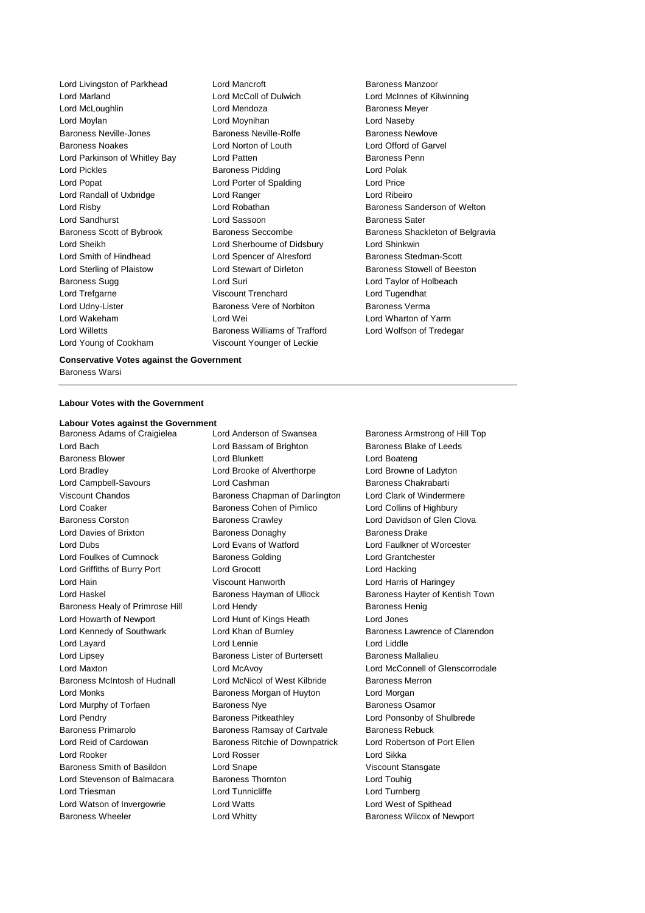Lord Livingston of Parkhead
Lord Mancroft
Baroness Manzoor
Lord Marland
Lord McColl of Dulwich
Lord McInnes of Kilwinning
Lord McLoughlin
Lord Mendoza
Baroness Meyer
Lord Moylan
Lord Moynihan
Lord Naseby
Baroness Neville-Jones
Baroness Neville-Rolfe
Baroness Newlove
Baroness Noakes
Lord Norton of Louth
Lord Offord of Garvel
Lord Parkinson of Whitley Bay
Lord Patten
Baroness Penn
Lord Pickles
Baroness Pidding
Lord Polak
Lord Popat
Lord Porter of Spalding
Lord Price
Lord Randall of Uxbridge
Lord Ranger
Lord Ribeiro
Lord Risby
Lord Robathan
Baroness Sanderson of Welton
Lord Sandhurst
Lord Sassoon
Baroness Sater
Baroness Scott of Bybrook
Baroness Seccombe
Baroness Shackleton of Belgravia
Lord Sheikh
Lord Sherbourne of Didsbury
Lord Shinkwin
Lord Smith of Hindhead
Lord Spencer of Alresford
Baroness Stedman-Scott
Lord Sterling of Plaistow
Lord Stewart of Dirleton
Baroness Stowell of Beeston
Baroness Sugg
Lord Suri
Lord Taylor of Holbeach
Lord Trefgarne
Viscount Trenchard
Lord Tugendhat
Lord Udny-Lister
Baroness Vere of Norbiton
Baroness Verma
Lord Wakeham
Lord Wei
Lord Wharton of Yarm
Lord Willetts
Baroness Williams of Trafford
Lord Wolfson of Tredegar
Lord Young of Cookham
Viscount Younger of Leckie

**Conservative Votes against the Government**

Baroness Warsi

---

**Labour Votes with the Government**

**Labour Votes against the Government**

Baroness Adams of Craigielea
Lord Anderson of Swansea
Baroness Armstrong of Hill Top
Lord Bach
Lord Bassam of Brighton
Baroness Blake of Leeds
Baroness Blower
Lord Blunkett
Lord Boateng
Lord Bradley
Lord Brooke of Alverthorpe
Lord Browne of Ladyton
Lord Campbell-Savours
Lord Cashman
Baroness Chakrabarti
Viscount Chandos
Baroness Chapman of Darlington
Lord Clark of Windermere
Lord Coaker
Baroness Cohen of Pimlico
Lord Collins of Highbury
Baroness Corston
Baroness Crawley
Lord Davidson of Glen Clova
Lord Davies of Brixton
Baroness Donaghy
Baroness Drake
Lord Dubs
Lord Evans of Watford
Lord Faulkner of Worcester
Lord Foulkes of Cumnock
Baroness Golding
Lord Grantchester
Lord Griffiths of Burry Port
Lord Grocott
Lord Hacking
Lord Hain
Viscount Hanworth
Lord Harris of Haringey
Lord Haskel
Baroness Hayman of Ullock
Baroness Hayter of Kentish Town
Baroness Healy of Primrose Hill
Lord Hendy
Baroness Henig
Lord Howarth of Newport
Lord Hunt of Kings Heath
Lord Jones
Lord Kennedy of Southwark
Lord Khan of Burnley
Baroness Lawrence of Clarendon
Lord Layard
Lord Lennie
Lord Liddle
Lord Lipsey
Baroness Lister of Burtersett
Baroness Mallalieu
Lord Maxton
Lord McAvoy
Lord McConnell of Glenscorrodale
Baroness McIntosh of Hudnall
Lord McNicol of West Kilbride
Baroness Merron
Lord Monks
Baroness Morgan of Huyton
Lord Morgan
Lord Murphy of Torfaen
Baroness Nye
Baroness Osamor
Lord Pendry
Baroness Pitkeathley
Lord Ponsonby of Shulbrede
Baroness Primarolo
Baroness Ramsay of Cartvale
Baroness Rebuck
Lord Reid of Cardowan
Baroness Ritchie of Downpatrick
Lord Robertson of Port Ellen
Lord Rooker
Lord Rosser
Lord Sikka
Baroness Smith of Basildon
Lord Snape
Viscount Stansgate
Lord Stevenson of Balmacara
Baroness Thornton
Lord Touhig
Lord Triesman
Lord Tunnicliffe
Lord Turnberg
Lord Watson of Invergowrie
Lord Watts
Lord West of Spithead
Baroness Wheeler
Lord Whitty
Baroness Wilcox of Newport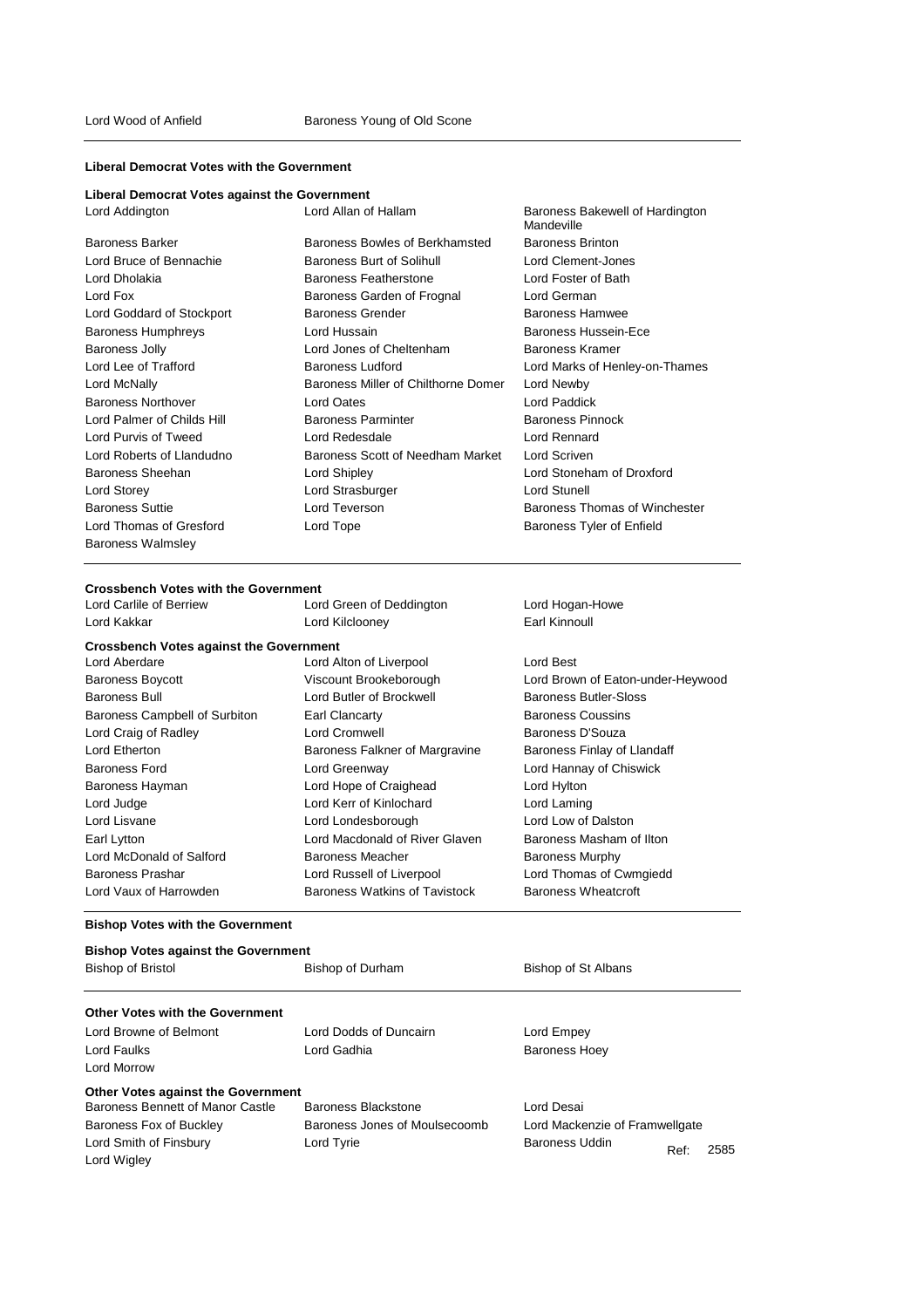Lord Wood of Anfield
Baroness Young of Old Scone

**Liberal Democrat Votes with the Government**

**Liberal Democrat Votes against the Government**

Lord Addington
Lord Allan of Hallam
Baroness Bakewell of Hardington Mandeville
Baroness Barker
Baroness Bowles of Berkhamsted
Baroness Brinton
Lord Bruce of Bennachie
Baroness Burt of Solihull
Lord Clement-Jones
Lord Dholakia
Baroness Featherstone
Lord Foster of Bath
Lord Fox
Baroness Garden of Frognal
Lord German
Lord Goddard of Stockport
Baroness Grender
Baroness Hamwee
Baroness Humphreys
Lord Hussain
Baroness Hussein-Ece
Baroness Jolly
Lord Jones of Cheltenham
Baroness Kramer
Lord Lee of Trafford
Baroness Ludford
Lord Marks of Henley-on-Thames
Lord McNally
Baroness Miller of Chilthorne Domer
Lord Newby
Baroness Northover
Lord Oates
Lord Paddick
Lord Palmer of Childs Hill
Baroness Parminter
Baroness Pinnock
Lord Purvis of Tweed
Lord Redesdale
Lord Rennard
Lord Roberts of Llandudno
Baroness Scott of Needham Market
Lord Scriven
Baroness Sheehan
Lord Shipley
Lord Stoneham of Droxford
Lord Storey
Lord Strasburger
Lord Stunell
Baroness Suttie
Lord Teverson
Baroness Thomas of Winchester
Lord Thomas of Gresford
Lord Tope
Baroness Tyler of Enfield
Baroness Walmsley

**Crossbench Votes with the Government**

Lord Carlile of Berriew
Lord Green of Deddington
Lord Hogan-Howe
Lord Kakkar
Lord Kilclooney
Earl Kinnoull

**Crossbench Votes against the Government**

Lord Aberdare
Lord Alton of Liverpool
Lord Best
Baroness Boycott
Viscount Brookeborough
Lord Brown of Eaton-under-Heywood
Baroness Bull
Lord Butler of Brockwell
Baroness Butler-Sloss
Baroness Campbell of Surbiton
Earl Clancarty
Baroness Coussins
Lord Craig of Radley
Lord Cromwell
Baroness D'Souza
Lord Etherton
Baroness Falkner of Margravine
Baroness Finlay of Llandaff
Baroness Ford
Lord Greenway
Lord Hannay of Chiswick
Baroness Hayman
Lord Hope of Craighead
Lord Hylton
Lord Judge
Lord Kerr of Kinlochard
Lord Laming
Lord Lisvane
Lord Londesborough
Lord Low of Dalston
Earl Lytton
Lord Macdonald of River Glaven
Baroness Masham of Ilton
Lord McDonald of Salford
Baroness Meacher
Baroness Murphy
Baroness Prashar
Lord Russell of Liverpool
Lord Thomas of Cwmgiedd
Lord Vaux of Harrowden
Baroness Watkins of Tavistock
Baroness Wheatcroft

**Bishop Votes with the Government**

**Bishop Votes against the Government**

Bishop of Bristol
Bishop of Durham
Bishop of St Albans

**Other Votes with the Government**

Lord Browne of Belmont
Lord Dodds of Duncairn
Lord Empey
Lord Faulks
Lord Gadhia
Baroness Hoey
Lord Morrow

**Other Votes against the Government**

Baroness Bennett of Manor Castle
Baroness Blackstone
Lord Desai
Baroness Fox of Buckley
Baroness Jones of Moulsecoomb
Lord Mackenzie of Framwellgate
Lord Smith of Finsbury
Lord Tyrie
Baroness Uddin
Lord Wigley

Ref: 2585